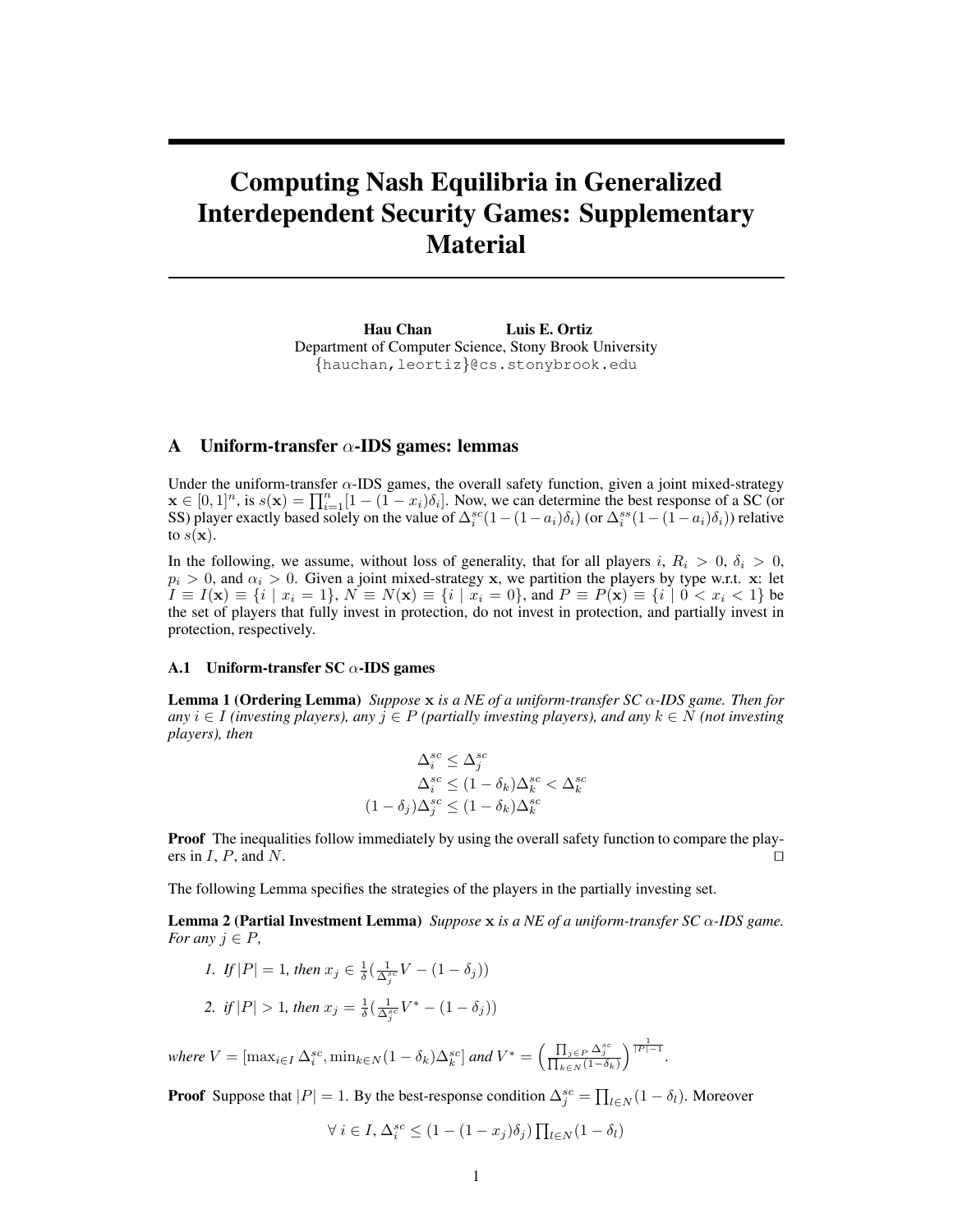# Computing Nash Equilibria in Generalized Interdependent Security Games: Supplementary Material

**Hau Chan** **Luis E. Ortiz**
Department of Computer Science, Stony Brook University
{hauchan,leortiz}@cs.stonybrook.edu

## A Uniform-transfer $\alpha$-IDS games: lemmas

Under the uniform-transfer $\alpha$-IDS games, the overall safety function, given a joint mixed-strategy $\mathbf{x} \in [0,1]^n$, is $s(\mathbf{x}) = \prod_{i=1}^{n}[1-(1-x_i)\delta_i]$. Now, we can determine the best response of a SC (or SS) player exactly based solely on the value of $\Delta_i^{sc}(1-(1-a_i)\delta_i)$ (or $\Delta_i^{ss}(1-(1-a_i)\delta_i)$) relative to $s(\mathbf{x})$.

In the following, we assume, without loss of generality, that for all players $i$, $R_i > 0$, $\delta_i > 0$, $p_i > 0$, and $\alpha_i > 0$. Given a joint mixed-strategy $\mathbf{x}$, we partition the players by type w.r.t. $\mathbf{x}$: let $I \equiv I(\mathbf{x}) \equiv \{i \mid x_i = 1\}$, $N \equiv N(\mathbf{x}) \equiv \{i \mid x_i = 0\}$, and $P \equiv P(\mathbf{x}) \equiv \{i \mid 0 < x_i < 1\}$ be the set of players that fully invest in protection, do not invest in protection, and partially invest in protection, respectively.

### A.1 Uniform-transfer SC $\alpha$-IDS games

**Lemma 1 (Ordering Lemma)** *Suppose $\mathbf{x}$ is a NE of a uniform-transfer SC $\alpha$-IDS game. Then for any $i \in I$ (investing players), any $j \in P$ (partially investing players), and any $k \in N$ (not investing players), then*

$$
\begin{aligned}
\Delta_i^{sc} &\leq \Delta_j^{sc} \\
\Delta_i^{sc} &\leq (1-\delta_k)\Delta_k^{sc} < \Delta_k^{sc} \\
(1-\delta_j)\Delta_j^{sc} &\leq (1-\delta_k)\Delta_k^{sc}
\end{aligned}
$$

**Proof** The inequalities follow immediately by using the overall safety function to compare the players in $I$, $P$, and $N$. $\square$

The following Lemma specifies the strategies of the players in the partially investing set.

**Lemma 2 (Partial Investment Lemma)** *Suppose $\mathbf{x}$ is a NE of a uniform-transfer SC $\alpha$-IDS game. For any $j \in P$,*

1. *If $|P| = 1$, then $x_j \in \frac{1}{\delta}(\frac{1}{\Delta_j^{sc}}V - (1-\delta_j))$*
2. *if $|P| > 1$, then $x_j = \frac{1}{\delta}(\frac{1}{\Delta_j^{sc}}V^* - (1-\delta_j))$*

*where $V = [\max_{i \in I}\Delta_i^{sc}, \min_{k \in N}(1-\delta_k)\Delta_k^{sc}]$ and $V^* = \left(\frac{\prod_{j \in P}\Delta_j^{sc}}{\prod_{k \in N}(1-\delta_k)}\right)^{\frac{1}{|P|-1}}$.*

**Proof** Suppose that $|P| = 1$. By the best-response condition $\Delta_j^{sc} = \prod_{l \in N}(1-\delta_l)$. Moreover

$$\forall\ i \in I, \Delta_i^{sc} \leq (1-(1-x_j)\delta_j)\prod_{l \in N}(1-\delta_l)$$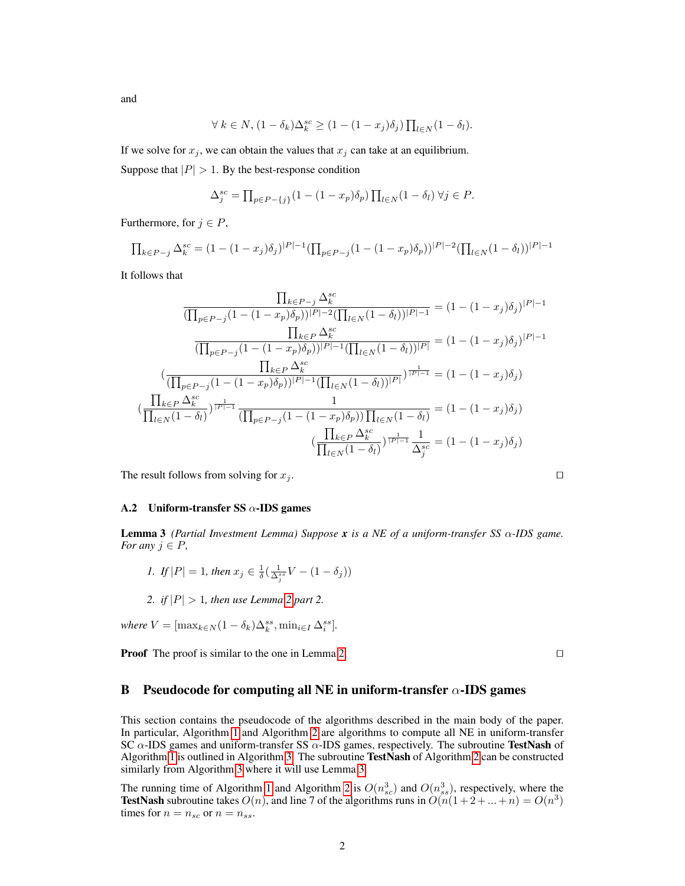and

$$\forall\, k \in N,\, (1-\delta_k)\Delta_k^{sc} \geq (1-(1-x_j)\delta_j)\prod_{l\in N}(1-\delta_l).$$

If we solve for $x_j$, we can obtain the values that $x_j$ can take at an equilibrium.

Suppose that $|P| > 1$. By the best-response condition

$$\Delta_j^{sc} = \prod_{p\in P-\{j\}}(1-(1-x_p)\delta_p)\prod_{l\in N}(1-\delta_l)\ \forall j \in P.$$

Furthermore, for $j \in P$,

$$\prod_{k\in P-j}\Delta_k^{sc} = (1-(1-x_j)\delta_j)^{|P|-1}(\prod_{p\in P-j}(1-(1-x_p)\delta_p))^{|P|-2}(\prod_{l\in N}(1-\delta_l))^{|P|-1}$$

It follows that

$$\frac{\prod_{k\in P-j}\Delta_k^{sc}}{(\prod_{p\in P-j}(1-(1-x_p)\delta_p))^{|P|-2}(\prod_{l\in N}(1-\delta_l))^{|P|-1}} = (1-(1-x_j)\delta_j)^{|P|-1}$$

$$\frac{\prod_{k\in P}\Delta_k^{sc}}{(\prod_{p\in P-j}(1-(1-x_p)\delta_p))^{|P|-1}(\prod_{l\in N}(1-\delta_l))^{|P|}} = (1-(1-x_j)\delta_j)^{|P|-1}$$

$$\left(\frac{\prod_{k\in P}\Delta_k^{sc}}{(\prod_{p\in P-j}(1-(1-x_p)\delta_p))^{|P|-1}(\prod_{l\in N}(1-\delta_l))^{|P|}}\right)^{\frac{1}{|P|-1}} = (1-(1-x_j)\delta_j)$$

$$\left(\frac{\prod_{k\in P}\Delta_k^{sc}}{\prod_{l\in N}(1-\delta_l)}\right)^{\frac{1}{|P|-1}}\frac{1}{(\prod_{p\in P-j}(1-(1-x_p)\delta_p))\prod_{l\in N}(1-\delta_l)} = (1-(1-x_j)\delta_j)$$

$$\left(\frac{\prod_{k\in P}\Delta_k^{sc}}{\prod_{l\in N}(1-\delta_l)}\right)^{\frac{1}{|P|-1}}\frac{1}{\Delta_j^{sc}} = (1-(1-x_j)\delta_j)$$

The result follows from solving for $x_j$. □

### A.2 Uniform-transfer SS $\alpha$-IDS games

**Lemma 3** *(Partial Investment Lemma) Suppose $\boldsymbol{x}$ is a NE of a uniform-transfer SS $\alpha$-IDS game. For any $j \in P$,*

1. *If $|P| = 1$, then $x_j \in \frac{1}{\delta}(\frac{1}{\Delta_j^{ss}}V - (1-\delta_j))$*
2. *if $|P| > 1$, then use Lemma 2 part 2.*

*where $V = [\max_{k\in N}(1-\delta_k)\Delta_k^{ss}, \min_{i\in I}\Delta_i^{ss}]$.*

**Proof** The proof is similar to the one in Lemma 2. □

## B Pseudocode for computing all NE in uniform-transfer $\alpha$-IDS games

This section contains the pseudocode of the algorithms described in the main body of the paper. In particular, Algorithm 1 and Algorithm 2 are algorithms to compute all NE in uniform-transfer SC $\alpha$-IDS games and uniform-transfer SS $\alpha$-IDS games, respectively. The subroutine **TestNash** of Algorithm 1 is outlined in Algorithm 3. The subroutine **TestNash** of Algorithm 2 can be constructed similarly from Algorithm 3 where it will use Lemma 3.

The running time of Algorithm 1 and Algorithm 2 is $O(n_{sc}^3)$ and $O(n_{ss}^3)$, respectively, where the **TestNash** subroutine takes $O(n)$, and line 7 of the algorithms runs in $O(n(1+2+...+n) = O(n^3)$ times for $n = n_{sc}$ or $n = n_{ss}$.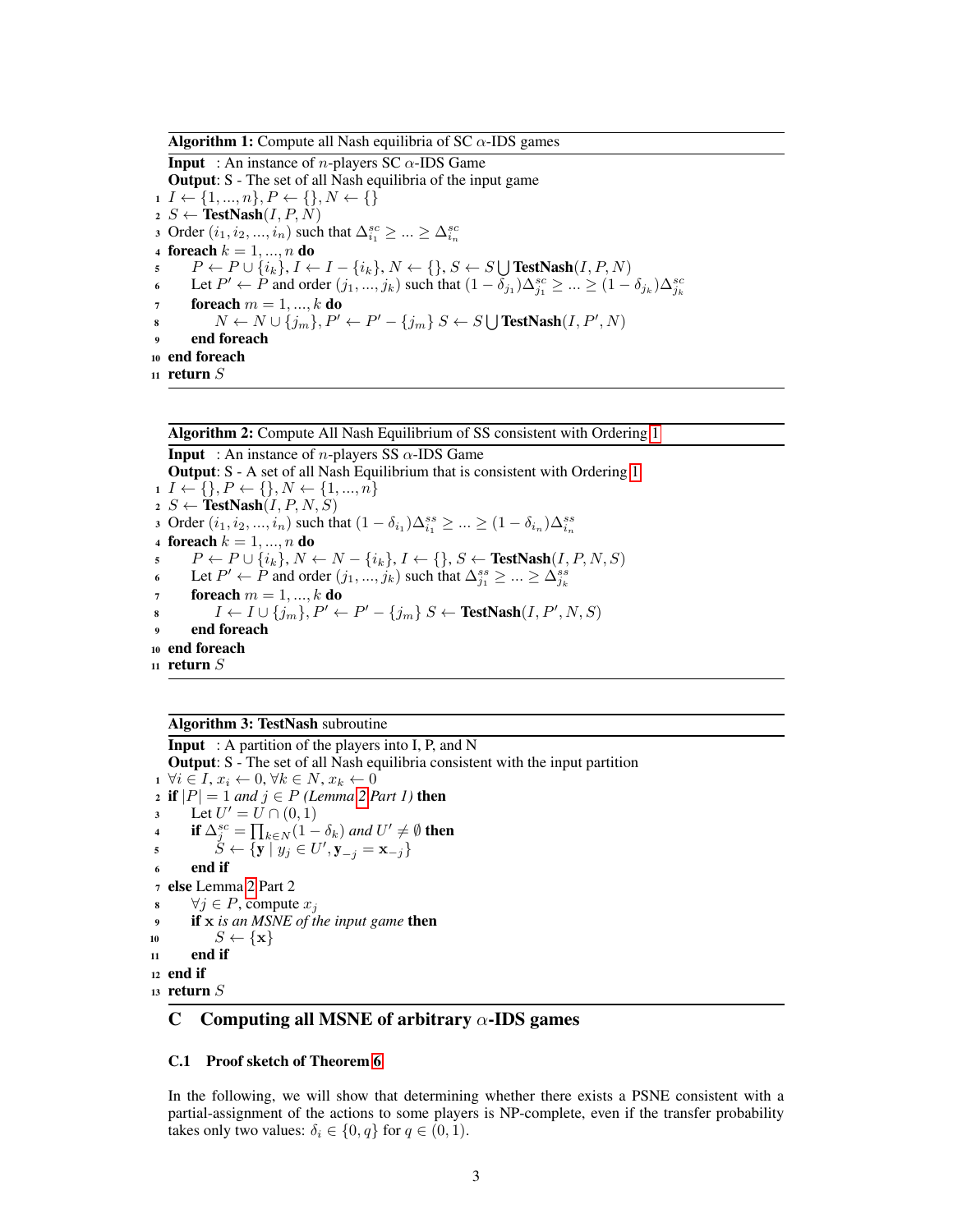**Algorithm 1:** Compute all Nash equilibria of SC $\alpha$-IDS games

**Input** : An instance of $n$-players SC $\alpha$-IDS Game
**Output**: S - The set of all Nash equilibria of the input game

```
1  I ← {1, ..., n}, P ← {}, N ← {}
2  S ← TestNash(I, P, N)
3  Order (i_1, i_2, ..., i_n) such that Δ^sc_{i_1} ≥ ... ≥ Δ^sc_{i_n}
4  foreach k = 1, ..., n do
5      P ← P ∪ {i_k}, I ← I − {i_k}, N ← {}, S ← S ⋃ TestNash(I, P, N)
6      Let P' ← P and order (j_1, ..., j_k) such that (1 − δ_{j_1})Δ^sc_{j_1} ≥ ... ≥ (1 − δ_{j_k})Δ^sc_{j_k}
7      foreach m = 1, ..., k do
8          N ← N ∪ {j_m}, P' ← P' − {j_m} S ← S ⋃ TestNash(I, P', N)
9      end foreach
10 end foreach
11 return S
```

**Algorithm 2:** Compute All Nash Equilibrium of SS consistent with Ordering 1

**Input** : An instance of $n$-players SS $\alpha$-IDS Game
**Output**: S - A set of all Nash Equilibrium that is consistent with Ordering 1

```
1  I ← {}, P ← {}, N ← {1, ..., n}
2  S ← TestNash(I, P, N, S)
3  Order (i_1, i_2, ..., i_n) such that (1 − δ_{i_1})Δ^ss_{i_1} ≥ ... ≥ (1 − δ_{i_n})Δ^ss_{i_n}
4  foreach k = 1, ..., n do
5      P ← P ∪ {i_k}, N ← N − {i_k}, I ← {}, S ← TestNash(I, P, N, S)
6      Let P' ← P and order (j_1, ..., j_k) such that Δ^ss_{j_1} ≥ ... ≥ Δ^ss_{j_k}
7      foreach m = 1, ..., k do
8          I ← I ∪ {j_m}, P' ← P' − {j_m} S ← TestNash(I, P', N, S)
9      end foreach
10 end foreach
11 return S
```

**Algorithm 3: TestNash** subroutine

**Input** : A partition of the players into I, P, and N
**Output**: S - The set of all Nash equilibria consistent with the input partition

```
1  ∀i ∈ I, x_i ← 0, ∀k ∈ N, x_k ← 0
2  if |P| = 1 and j ∈ P (Lemma 2 Part 1) then
3      Let U' = U ∩ (0, 1)
4      if Δ^sc_j = ∏_{k∈N}(1 − δ_k) and U' ≠ ∅ then
5          S ← {y | y_j ∈ U', y_{−j} = x_{−j}}
6      end if
7  else Lemma 2 Part 2
8      ∀j ∈ P, compute x_j
9      if x is an MSNE of the input game then
10         S ← {x}
11     end if
12 end if
13 return S
```

## C Computing all MSNE of arbitrary $\alpha$-IDS games

### C.1 Proof sketch of Theorem 6

In the following, we will show that determining whether there exists a PSNE consistent with a partial-assignment of the actions to some players is NP-complete, even if the transfer probability takes only two values: $\delta_i \in \{0, q\}$ for $q \in (0, 1)$.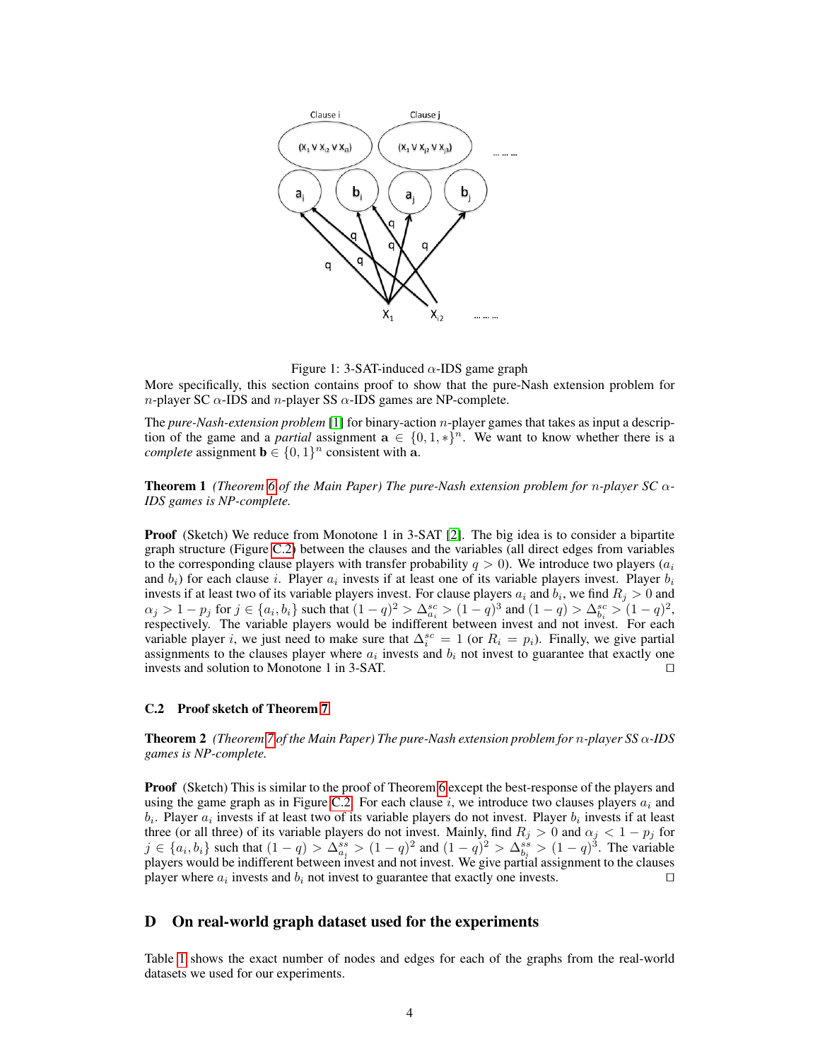Figure 1: 3-SAT-induced $\alpha$-IDS game graph

More specifically, this section contains proof to show that the pure-Nash extension problem for $n$-player SC $\alpha$-IDS and $n$-player SS $\alpha$-IDS games are NP-complete.

The *pure-Nash-extension problem* [1] for binary-action $n$-player games that takes as input a description of the game and a *partial* assignment $\mathbf{a} \in \{0, 1, *\}^n$. We want to know whether there is a *complete* assignment $\mathbf{b} \in \{0, 1\}^n$ consistent with $\mathbf{a}$.

**Theorem 1** *(Theorem 6 of the Main Paper) The pure-Nash extension problem for $n$-player SC $\alpha$-IDS games is NP-complete.*

**Proof** (Sketch) We reduce from Monotone 1 in 3-SAT [2]. The big idea is to consider a bipartite graph structure (Figure C.2) between the clauses and the variables (all direct edges from variables to the corresponding clause players with transfer probability $q > 0$). We introduce two players ($a_i$ and $b_i$) for each clause $i$. Player $a_i$ invests if at least one of its variable players invest. Player $b_i$ invests if at least two of its variable players invest. For clause players $a_i$ and $b_i$, we find $R_j > 0$ and $\alpha_j > 1 - p_j$ for $j \in \{a_i, b_i\}$ such that $(1-q)^2 > \Delta^{sc}_{a_i} > (1-q)^3$ and $(1-q) > \Delta^{sc}_{b_i} > (1-q)^2$, respectively. The variable players would be indifferent between invest and not invest. For each variable player $i$, we just need to make sure that $\Delta^{sc}_i = 1$ (or $R_i = p_i$). Finally, we give partial assignments to the clauses player where $a_i$ invests and $b_i$ not invest to guarantee that exactly one invests and solution to Monotone 1 in 3-SAT. ◻

### C.2 Proof sketch of Theorem 7

**Theorem 2** *(Theorem 7 of the Main Paper) The pure-Nash extension problem for $n$-player SS $\alpha$-IDS games is NP-complete.*

**Proof** (Sketch) This is similar to the proof of Theorem 6 except the best-response of the players and using the game graph as in Figure C.2. For each clause $i$, we introduce two clauses players $a_i$ and $b_i$. Player $a_i$ invests if at least two of its variable players do not invest. Player $b_i$ invests if at least three (or all three) of its variable players do not invest. Mainly, find $R_j > 0$ and $\alpha_j < 1 - p_j$ for $j \in \{a_i, b_i\}$ such that $(1-q) > \Delta^{ss}_{a_i} > (1-q)^2$ and $(1-q)^2 > \Delta^{ss}_{b_i} > (1-q)^3$. The variable players would be indifferent between invest and not invest. We give partial assignment to the clauses player where $a_i$ invests and $b_i$ not invest to guarantee that exactly one invests. ◻

## D On real-world graph dataset used for the experiments

Table 1 shows the exact number of nodes and edges for each of the graphs from the real-world datasets we used for our experiments.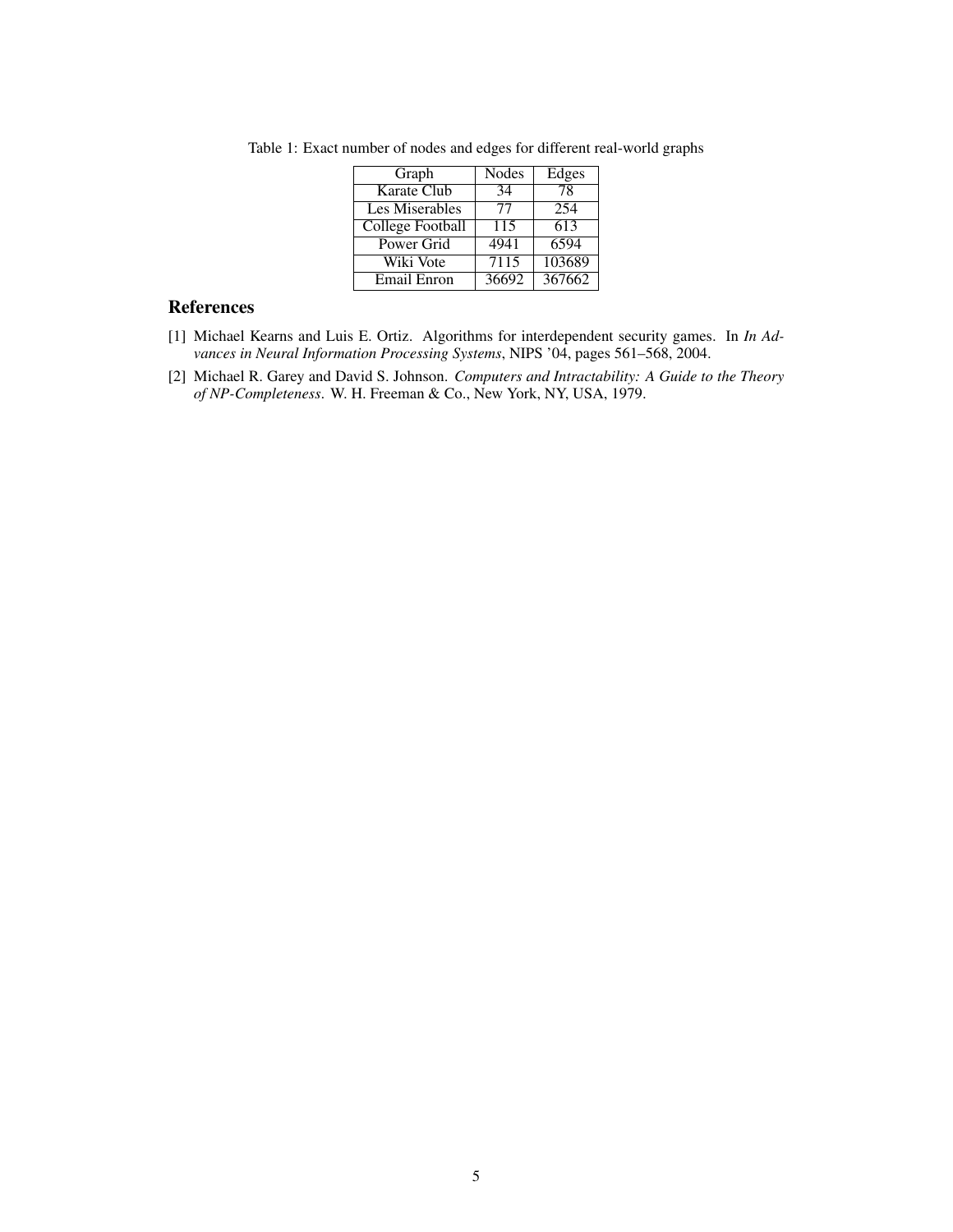Table 1: Exact number of nodes and edges for different real-world graphs

| Graph | Nodes | Edges |
|---|---|---|
| Karate Club | 34 | 78 |
| Les Miserables | 77 | 254 |
| College Football | 115 | 613 |
| Power Grid | 4941 | 6594 |
| Wiki Vote | 7115 | 103689 |
| Email Enron | 36692 | 367662 |

## References

[1] Michael Kearns and Luis E. Ortiz. Algorithms for interdependent security games. In *In Advances in Neural Information Processing Systems*, NIPS '04, pages 561–568, 2004.

[2] Michael R. Garey and David S. Johnson. *Computers and Intractability: A Guide to the Theory of NP-Completeness*. W. H. Freeman & Co., New York, NY, USA, 1979.